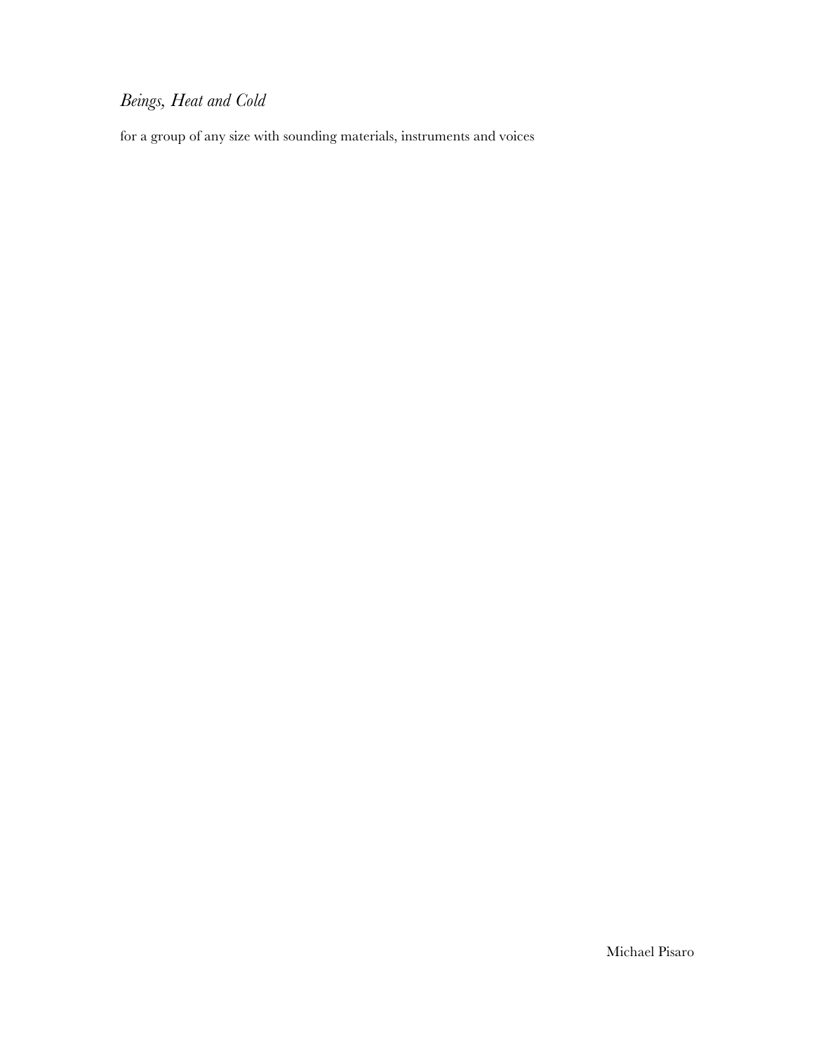# *Beings, Heat and Cold*

for a group of any size with sounding materials, instruments and voices

Michael Pisaro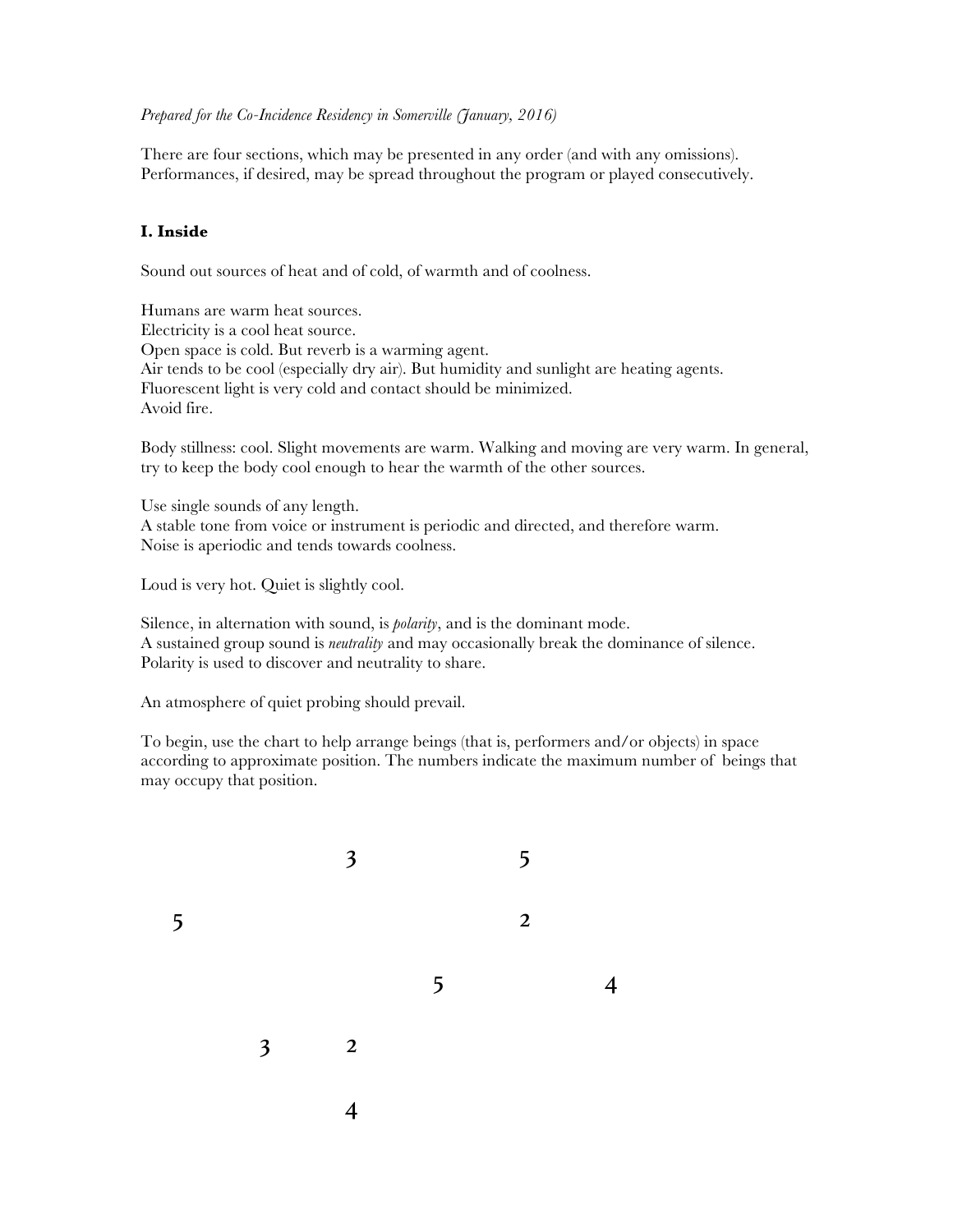*Prepared for the Co-Incidence Residency in Somerville (January, 2016)*

There are four sections, which may be presented in any order (and with any omissions). Performances, if desired, may be spread throughout the program or played consecutively.

### I. Inside

Sound out sources of heat and of cold, of warmth and of coolness.

Humans are warm heat sources.
Electricity is a cool heat source.
Open space is cold. But reverb is a warming agent.
Air tends to be cool (especially dry air). But humidity and sunlight are heating agents.
Fluorescent light is very cold and contact should be minimized.
Avoid fire.

Body stillness: cool. Slight movements are warm. Walking and moving are very warm. In general, try to keep the body cool enough to hear the warmth of the other sources.

Use single sounds of any length.
A stable tone from voice or instrument is periodic and directed, and therefore warm.
Noise is aperiodic and tends towards coolness.

Loud is very hot. Quiet is slightly cool.

Silence, in alternation with sound, is *polarity*, and is the dominant mode.
A sustained group sound is *neutrality* and may occasionally break the dominance of silence.
Polarity is used to discover and neutrality to share.

An atmosphere of quiet probing should prevail.

To begin, use the chart to help arrange beings (that is, performers and/or objects) in space according to approximate position. The numbers indicate the maximum number of beings that may occupy that position.

```
                    3               5

     5                              2

                          5                   4

               3    2

                    4
```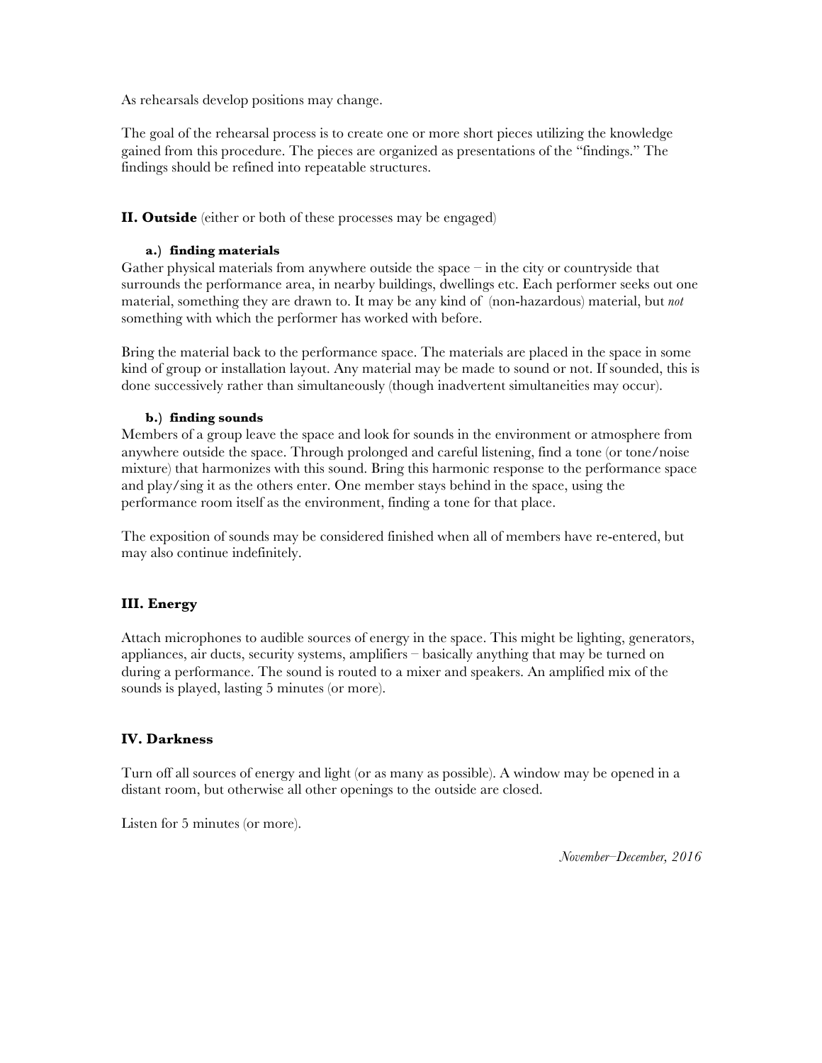As rehearsals develop positions may change.

The goal of the rehearsal process is to create one or more short pieces utilizing the knowledge gained from this procedure. The pieces are organized as presentations of the "findings." The findings should be refined into repeatable structures.

## **II. Outside** (either or both of these processes may be engaged)

### **a.) finding materials**

Gather physical materials from anywhere outside the space – in the city or countryside that surrounds the performance area, in nearby buildings, dwellings etc. Each performer seeks out one material, something they are drawn to. It may be any kind of (non-hazardous) material, but *not* something with which the performer has worked with before.

Bring the material back to the performance space. The materials are placed in the space in some kind of group or installation layout. Any material may be made to sound or not. If sounded, this is done successively rather than simultaneously (though inadvertent simultaneities may occur).

### **b.) finding sounds**

Members of a group leave the space and look for sounds in the environment or atmosphere from anywhere outside the space. Through prolonged and careful listening, find a tone (or tone/noise mixture) that harmonizes with this sound. Bring this harmonic response to the performance space and play/sing it as the others enter. One member stays behind in the space, using the performance room itself as the environment, finding a tone for that place.

The exposition of sounds may be considered finished when all of members have re-entered, but may also continue indefinitely.

## **III. Energy**

Attach microphones to audible sources of energy in the space. This might be lighting, generators, appliances, air ducts, security systems, amplifiers – basically anything that may be turned on during a performance. The sound is routed to a mixer and speakers. An amplified mix of the sounds is played, lasting 5 minutes (or more).

## **IV. Darkness**

Turn off all sources of energy and light (or as many as possible). A window may be opened in a distant room, but otherwise all other openings to the outside are closed.

Listen for 5 minutes (or more).

*November–December, 2016*